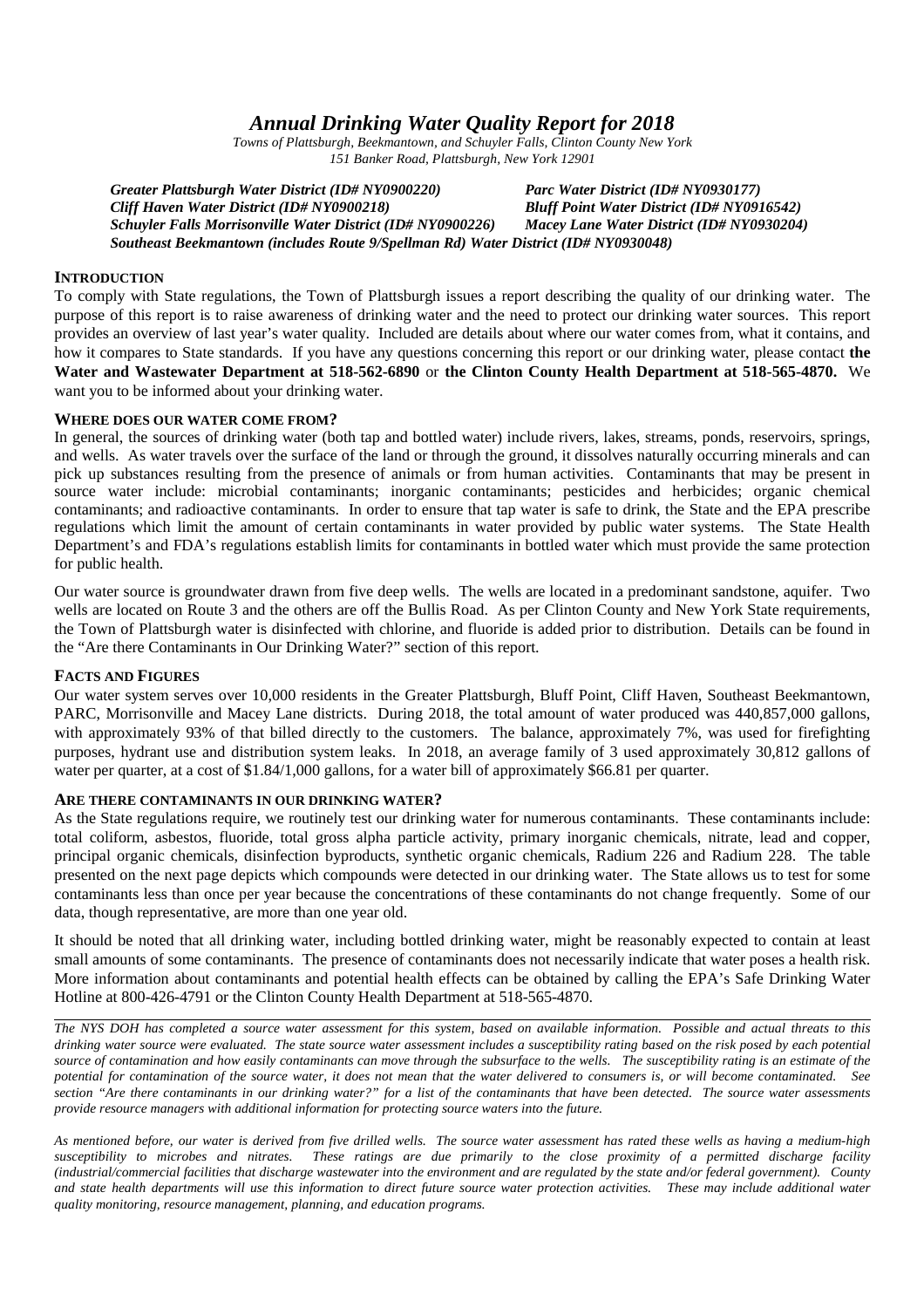# *Annual Drinking Water Quality Report for 2018*

*Towns of Plattsburgh, Beekmantown, and Schuyler Falls, Clinton County New York*
*151 Banker Road, Plattsburgh, New York 12901*

***Greater Plattsburgh Water District (ID# NY0900220)***
***Parc Water District (ID# NY0930177)***
***Cliff Haven Water District (ID# NY0900218)***
***Bluff Point Water District (ID# NY0916542)***
***Schuyler Falls Morrisonville Water District (ID# NY0900226)***
***Macey Lane Water District (ID# NY0930204)***
***Southeast Beekmantown (includes Route 9/Spellman Rd) Water District (ID# NY0930048)***

## INTRODUCTION

To comply with State regulations, the Town of Plattsburgh issues a report describing the quality of our drinking water. The purpose of this report is to raise awareness of drinking water and the need to protect our drinking water sources. This report provides an overview of last year's water quality. Included are details about where our water comes from, what it contains, and how it compares to State standards. If you have any questions concerning this report or our drinking water, please contact **the Water and Wastewater Department at 518-562-6890** or **the Clinton County Health Department at 518-565-4870.** We want you to be informed about your drinking water.

## WHERE DOES OUR WATER COME FROM?

In general, the sources of drinking water (both tap and bottled water) include rivers, lakes, streams, ponds, reservoirs, springs, and wells. As water travels over the surface of the land or through the ground, it dissolves naturally occurring minerals and can pick up substances resulting from the presence of animals or from human activities. Contaminants that may be present in source water include: microbial contaminants; inorganic contaminants; pesticides and herbicides; organic chemical contaminants; and radioactive contaminants. In order to ensure that tap water is safe to drink, the State and the EPA prescribe regulations which limit the amount of certain contaminants in water provided by public water systems. The State Health Department's and FDA's regulations establish limits for contaminants in bottled water which must provide the same protection for public health.

Our water source is groundwater drawn from five deep wells. The wells are located in a predominant sandstone, aquifer. Two wells are located on Route 3 and the others are off the Bullis Road. As per Clinton County and New York State requirements, the Town of Plattsburgh water is disinfected with chlorine, and fluoride is added prior to distribution. Details can be found in the "Are there Contaminants in Our Drinking Water?" section of this report.

## FACTS AND FIGURES

Our water system serves over 10,000 residents in the Greater Plattsburgh, Bluff Point, Cliff Haven, Southeast Beekmantown, PARC, Morrisonville and Macey Lane districts. During 2018, the total amount of water produced was 440,857,000 gallons, with approximately 93% of that billed directly to the customers. The balance, approximately 7%, was used for firefighting purposes, hydrant use and distribution system leaks. In 2018, an average family of 3 used approximately 30,812 gallons of water per quarter, at a cost of $1.84/1,000 gallons, for a water bill of approximately $66.81 per quarter.

## ARE THERE CONTAMINANTS IN OUR DRINKING WATER?

As the State regulations require, we routinely test our drinking water for numerous contaminants. These contaminants include: total coliform, asbestos, fluoride, total gross alpha particle activity, primary inorganic chemicals, nitrate, lead and copper, principal organic chemicals, disinfection byproducts, synthetic organic chemicals, Radium 226 and Radium 228. The table presented on the next page depicts which compounds were detected in our drinking water. The State allows us to test for some contaminants less than once per year because the concentrations of these contaminants do not change frequently. Some of our data, though representative, are more than one year old.

It should be noted that all drinking water, including bottled drinking water, might be reasonably expected to contain at least small amounts of some contaminants. The presence of contaminants does not necessarily indicate that water poses a health risk. More information about contaminants and potential health effects can be obtained by calling the EPA's Safe Drinking Water Hotline at 800-426-4791 or the Clinton County Health Department at 518-565-4870.

---

*The NYS DOH has completed a source water assessment for this system, based on available information. Possible and actual threats to this drinking water source were evaluated. The state source water assessment includes a susceptibility rating based on the risk posed by each potential source of contamination and how easily contaminants can move through the subsurface to the wells. The susceptibility rating is an estimate of the potential for contamination of the source water, it does not mean that the water delivered to consumers is, or will become contaminated. See section "Are there contaminants in our drinking water?" for a list of the contaminants that have been detected. The source water assessments provide resource managers with additional information for protecting source waters into the future.*

*As mentioned before, our water is derived from five drilled wells. The source water assessment has rated these wells as having a medium-high susceptibility to microbes and nitrates. These ratings are due primarily to the close proximity of a permitted discharge facility (industrial/commercial facilities that discharge wastewater into the environment and are regulated by the state and/or federal government). County and state health departments will use this information to direct future source water protection activities. These may include additional water quality monitoring, resource management, planning, and education programs.*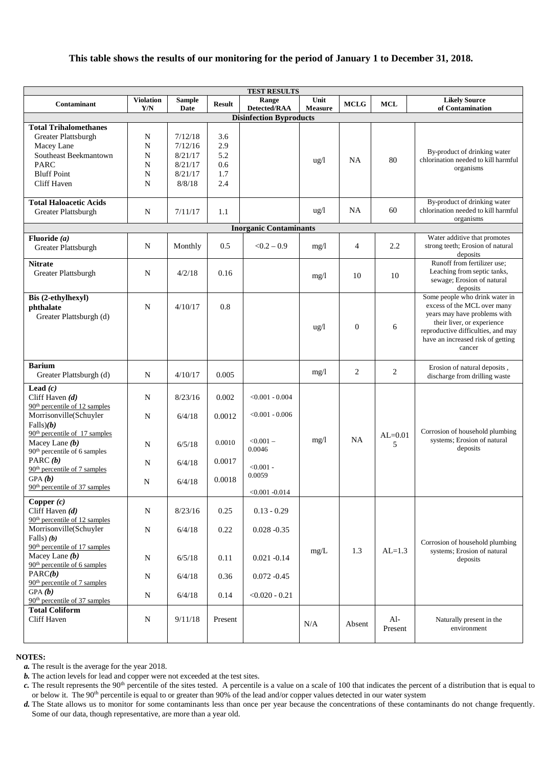**This table shows the results of our monitoring for the period of January 1 to December 31, 2018.**

| TEST RESULTS | | | | | | | | |
|---|---|---|---|---|---|---|---|---|
| **Contaminant** | **Violation Y/N** | **Sample Date** | **Result** | **Range Detected/RAA** | **Unit Measure** | **MCLG** | **MCL** | **Likely Source of Contamination** |
| **Disinfection Byproducts** | | | | | | | | |
| **Total Trihalomethanes** | | | | | ug/l | NA | 80 | By-product of drinking water chlorination needed to kill harmful organisms |
| Greater Plattsburgh | N | 7/12/18 | 3.6 | | | | | |
| Macey Lane | N | 7/12/16 | 2.9 | | | | | |
| Southeast Beekmantown | N | 8/21/17 | 5.2 | | | | | |
| PARC | N | 8/21/17 | 0.6 | | | | | |
| Bluff Point | N | 8/21/17 | 1.7 | | | | | |
| Cliff Haven | N | 8/8/18 | 2.4 | | | | | |
| **Total Haloacetic Acids** Greater Plattsburgh | N | 7/11/17 | 1.1 | | ug/l | NA | 60 | By-product of drinking water chlorination needed to kill harmful organisms |
| **Inorganic Contaminants** | | | | | | | | |
| **Fluoride *(a)*** Greater Plattsburgh | N | Monthly | 0.5 | <0.2 – 0.9 | mg/l | 4 | 2.2 | Water additive that promotes strong teeth; Erosion of natural deposits |
| **Nitrate** Greater Plattsburgh | N | 4/2/18 | 0.16 | | mg/l | 10 | 10 | Runoff from fertilizer use; Leaching from septic tanks, sewage; Erosion of natural deposits |
| **Bis (2-ethylhexyl) phthalate** Greater Plattsburgh (d) | N | 4/10/17 | 0.8 | | ug/l | 0 | 6 | Some people who drink water in excess of the MCL over many years may have problems with their liver, or experience reproductive difficulties, and may have an increased risk of getting cancer |
| **Barium** Greater Plattsburgh (d) | N | 4/10/17 | 0.005 | | mg/l | 2 | 2 | Erosion of natural deposits , discharge from drilling waste |
| **Lead *(c)*** | | | | | mg/l | NA | AL=0.015 | Corrosion of household plumbing systems; Erosion of natural deposits |
| Cliff Haven ***(d)*** 90th percentile of 12 samples | N | 8/23/16 | 0.002 | <0.001 - 0.004 | | | | |
| Morrisonville(Schuyler Falls)***(b)*** 90th percentile of 17 samples | N | 6/4/18 | 0.0012 | <0.001 - 0.006 | | | | |
| Macey Lane ***(b)*** 90th percentile of 6 samples | N | 6/5/18 | 0.0010 | <0.001 – 0.0046 | | | | |
| PARC ***(b)*** 90th percentile of 7 samples | N | 6/4/18 | 0.0017 | <0.001 - 0.0059 | | | | |
| GPA ***(b)*** 90th percentile of 37 samples | N | 6/4/18 | 0.0018 | <0.001 -0.014 | | | | |
| **Copper *(c)*** | | | | | mg/L | 1.3 | AL=1.3 | Corrosion of household plumbing systems; Erosion of natural deposits |
| Cliff Haven ***(d)*** 90th percentile of 12 samples | N | 8/23/16 | 0.25 | 0.13 - 0.29 | | | | |
| Morrisonville(Schuyler Falls) ***(b)*** 90th percentile of 17 samples | N | 6/4/18 | 0.22 | 0.028 -0.35 | | | | |
| Macey Lane ***(b)*** 90th percentile of 6 samples | N | 6/5/18 | 0.11 | 0.021 -0.14 | | | | |
| PARC***(b)*** 90th percentile of 7 samples | N | 6/4/18 | 0.36 | 0.072 -0.45 | | | | |
| GPA ***(b)*** 90th percentile of 37 samples | N | 6/4/18 | 0.14 | <0.020 - 0.21 | | | | |
| **Total Coliform** Cliff Haven | N | 9/11/18 | Present | | N/A | Absent | Al-Present | Naturally present in the environment |

**NOTES:**

- ***a.*** The result is the average for the year 2018.
- ***b.*** The action levels for lead and copper were not exceeded at the test sites.
- ***c.*** The result represents the 90th percentile of the sites tested. A percentile is a value on a scale of 100 that indicates the percent of a distribution that is equal to or below it. The 90th percentile is equal to or greater than 90% of the lead and/or copper values detected in our water system
- ***d.*** The State allows us to monitor for some contaminants less than once per year because the concentrations of these contaminants do not change frequently. Some of our data, though representative, are more than a year old.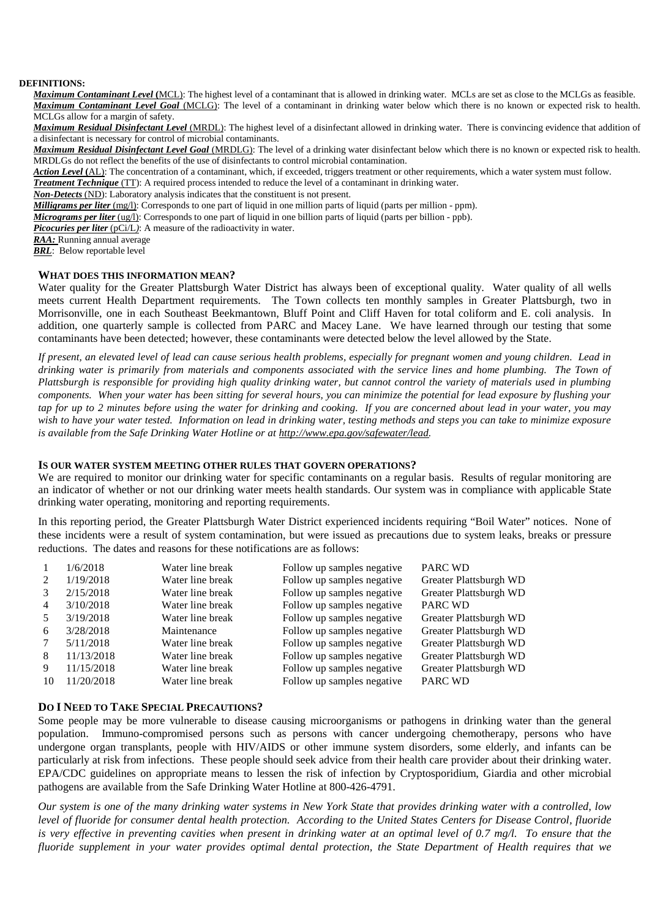**DEFINITIONS:**

***Maximum Contaminant Level*** **(**MCL): The highest level of a contaminant that is allowed in drinking water. MCLs are set as close to the MCLGs as feasible.

***Maximum Contaminant Level Goal*** (MCLG): The level of a contaminant in drinking water below which there is no known or expected risk to health. MCLGs allow for a margin of safety.

***Maximum Residual Disinfectant Level*** (MRDL): The highest level of a disinfectant allowed in drinking water. There is convincing evidence that addition of a disinfectant is necessary for control of microbial contaminants.

***Maximum Residual Disinfectant Level Goal*** (MRDLG): The level of a drinking water disinfectant below which there is no known or expected risk to health. MRDLGs do not reflect the benefits of the use of disinfectants to control microbial contamination.

***Action Level*** **(**AL): The concentration of a contaminant, which, if exceeded, triggers treatment or other requirements, which a water system must follow.

***Treatment Technique*** (TT): A required process intended to reduce the level of a contaminant in drinking water.

***Non-Detects*** (ND): Laboratory analysis indicates that the constituent is not present.

***Milligrams per liter*** (mg/l): Corresponds to one part of liquid in one million parts of liquid (parts per million - ppm).

***Micrograms per liter*** (ug/l): Corresponds to one part of liquid in one billion parts of liquid (parts per billion - ppb).

***Picocuries per liter*** (pCi/L): A measure of the radioactivity in water.

***RAA:*** Running annual average

***BRL***: Below reportable level

### WHAT DOES THIS INFORMATION MEAN?

Water quality for the Greater Plattsburgh Water District has always been of exceptional quality. Water quality of all wells meets current Health Department requirements. The Town collects ten monthly samples in Greater Plattsburgh, two in Morrisonville, one in each Southeast Beekmantown, Bluff Point and Cliff Haven for total coliform and E. coli analysis. In addition, one quarterly sample is collected from PARC and Macey Lane. We have learned through our testing that some contaminants have been detected; however, these contaminants were detected below the level allowed by the State.

*If present, an elevated level of lead can cause serious health problems, especially for pregnant women and young children. Lead in drinking water is primarily from materials and components associated with the service lines and home plumbing. The Town of Plattsburgh is responsible for providing high quality drinking water, but cannot control the variety of materials used in plumbing components. When your water has been sitting for several hours, you can minimize the potential for lead exposure by flushing your tap for up to 2 minutes before using the water for drinking and cooking. If you are concerned about lead in your water, you may wish to have your water tested. Information on lead in drinking water, testing methods and steps you can take to minimize exposure is available from the Safe Drinking Water Hotline or at http://www.epa.gov/safewater/lead.*

### IS OUR WATER SYSTEM MEETING OTHER RULES THAT GOVERN OPERATIONS?

We are required to monitor our drinking water for specific contaminants on a regular basis. Results of regular monitoring are an indicator of whether or not our drinking water meets health standards. Our system was in compliance with applicable State drinking water operating, monitoring and reporting requirements.

In this reporting period, the Greater Plattsburgh Water District experienced incidents requiring "Boil Water" notices. None of these incidents were a result of system contamination, but were issued as precautions due to system leaks, breaks or pressure reductions. The dates and reasons for these notifications are as follows:

| | | | | |
|---|---|---|---|---|
| 1 | 1/6/2018 | Water line break | Follow up samples negative | PARC WD |
| 2 | 1/19/2018 | Water line break | Follow up samples negative | Greater Plattsburgh WD |
| 3 | 2/15/2018 | Water line break | Follow up samples negative | Greater Plattsburgh WD |
| 4 | 3/10/2018 | Water line break | Follow up samples negative | PARC WD |
| 5 | 3/19/2018 | Water line break | Follow up samples negative | Greater Plattsburgh WD |
| 6 | 3/28/2018 | Maintenance | Follow up samples negative | Greater Plattsburgh WD |
| 7 | 5/11/2018 | Water line break | Follow up samples negative | Greater Plattsburgh WD |
| 8 | 11/13/2018 | Water line break | Follow up samples negative | Greater Plattsburgh WD |
| 9 | 11/15/2018 | Water line break | Follow up samples negative | Greater Plattsburgh WD |
| 10 | 11/20/2018 | Water line break | Follow up samples negative | PARC WD |

### DO I NEED TO TAKE SPECIAL PRECAUTIONS?

Some people may be more vulnerable to disease causing microorganisms or pathogens in drinking water than the general population. Immuno-compromised persons such as persons with cancer undergoing chemotherapy, persons who have undergone organ transplants, people with HIV/AIDS or other immune system disorders, some elderly, and infants can be particularly at risk from infections. These people should seek advice from their health care provider about their drinking water. EPA/CDC guidelines on appropriate means to lessen the risk of infection by Cryptosporidium, Giardia and other microbial pathogens are available from the Safe Drinking Water Hotline at 800-426-4791.

*Our system is one of the many drinking water systems in New York State that provides drinking water with a controlled, low level of fluoride for consumer dental health protection. According to the United States Centers for Disease Control, fluoride is very effective in preventing cavities when present in drinking water at an optimal level of 0.7 mg/l. To ensure that the fluoride supplement in your water provides optimal dental protection, the State Department of Health requires that we*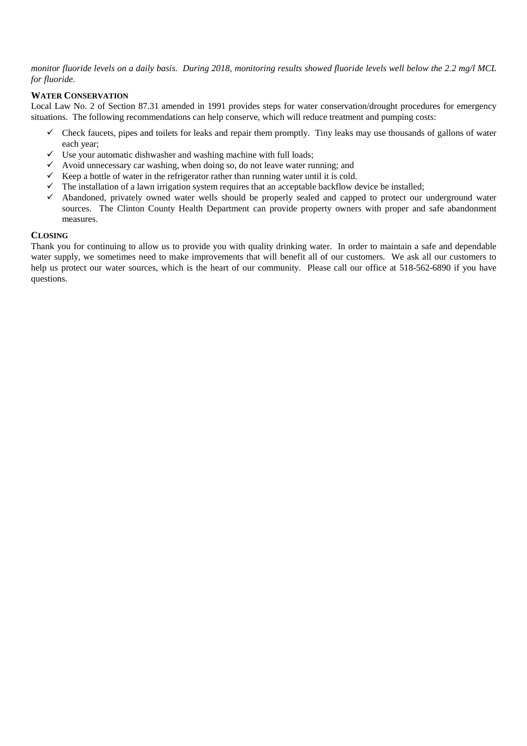*monitor fluoride levels on a daily basis. During 2018, monitoring results showed fluoride levels well below the 2.2 mg/l MCL for fluoride.*

### WATER CONSERVATION

Local Law No. 2 of Section 87.31 amended in 1991 provides steps for water conservation/drought procedures for emergency situations. The following recommendations can help conserve, which will reduce treatment and pumping costs:

- ✓ Check faucets, pipes and toilets for leaks and repair them promptly. Tiny leaks may use thousands of gallons of water each year;
- ✓ Use your automatic dishwasher and washing machine with full loads;
- ✓ Avoid unnecessary car washing, when doing so, do not leave water running; and
- ✓ Keep a bottle of water in the refrigerator rather than running water until it is cold.
- ✓ The installation of a lawn irrigation system requires that an acceptable backflow device be installed;
- ✓ Abandoned, privately owned water wells should be properly sealed and capped to protect our underground water sources. The Clinton County Health Department can provide property owners with proper and safe abandonment measures.

### CLOSING

Thank you for continuing to allow us to provide you with quality drinking water. In order to maintain a safe and dependable water supply, we sometimes need to make improvements that will benefit all of our customers. We ask all our customers to help us protect our water sources, which is the heart of our community. Please call our office at 518-562-6890 if you have questions.